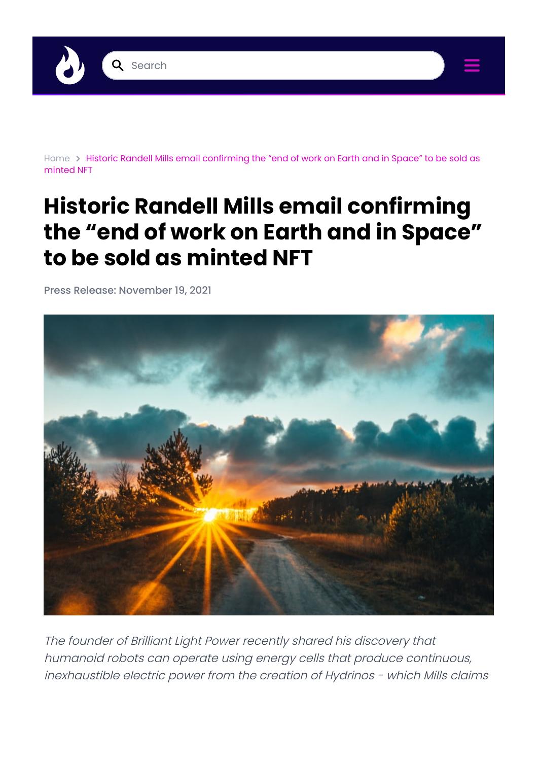Home > Historic Randell Mills email confirming the "end of work on Earth and in Space" to be sold as minted NFT

# Historic Randell Mills email confirming the "end of work on Earth and in Space" to be sold as minted NFT

Press Release: November 19, 2021

*The founder of Brilliant Light Power recently shared his discovery that humanoid robots can operate using energy cells that produce continuous, inexhaustible electric power from the creation of Hydrinos - which Mills claims*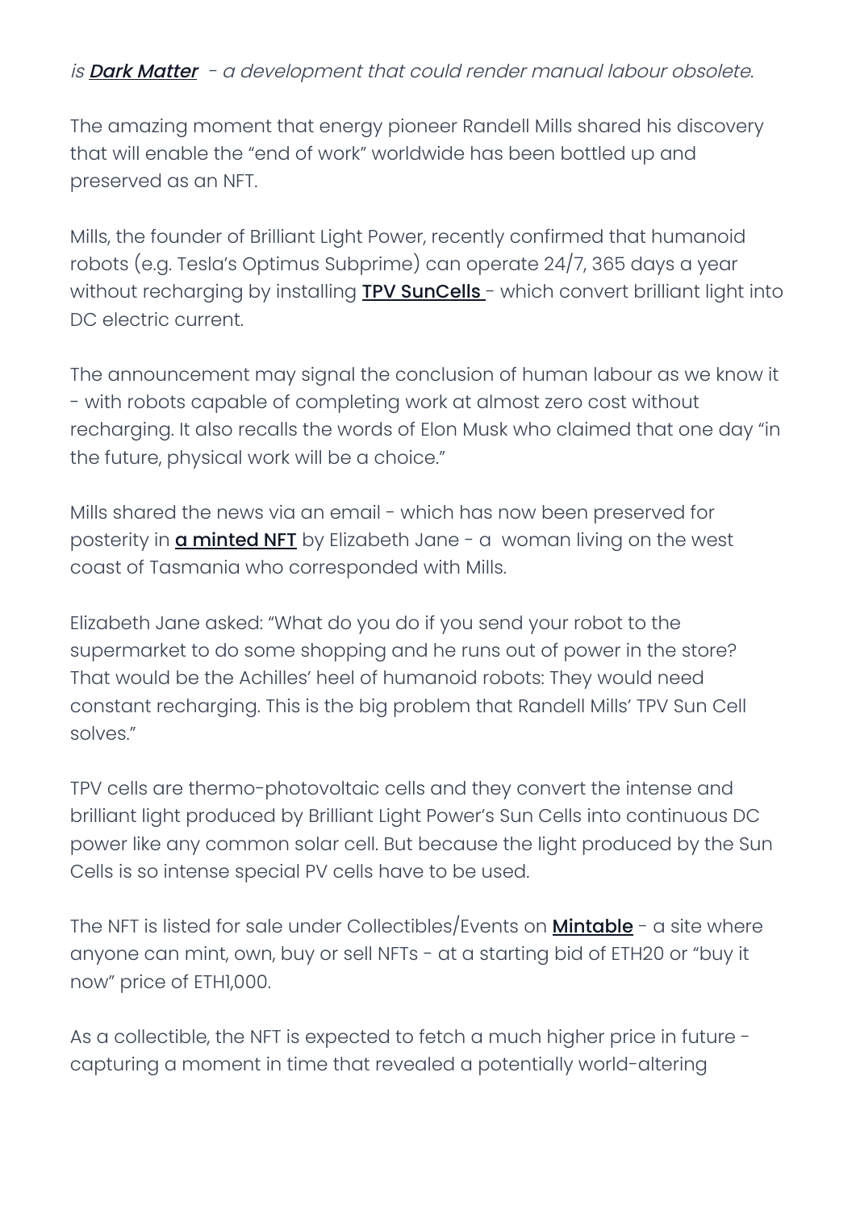*is **Dark Matter** - a development that could render manual labour obsolete.*

The amazing moment that energy pioneer Randell Mills shared his discovery that will enable the "end of work" worldwide has been bottled up and preserved as an NFT.

Mills, the founder of Brilliant Light Power, recently confirmed that humanoid robots (e.g. Tesla's Optimus Subprime) can operate 24/7, 365 days a year without recharging by installing **TPV SunCells** - which convert brilliant light into DC electric current.

The announcement may signal the conclusion of human labour as we know it - with robots capable of completing work at almost zero cost without recharging. It also recalls the words of Elon Musk who claimed that one day "in the future, physical work will be a choice."

Mills shared the news via an email - which has now been preserved for posterity in **a minted NFT** by Elizabeth Jane - a woman living on the west coast of Tasmania who corresponded with Mills.

Elizabeth Jane asked: "What do you do if you send your robot to the supermarket to do some shopping and he runs out of power in the store? That would be the Achilles' heel of humanoid robots: They would need constant recharging. This is the big problem that Randell Mills' TPV Sun Cell solves."

TPV cells are thermo-photovoltaic cells and they convert the intense and brilliant light produced by Brilliant Light Power's Sun Cells into continuous DC power like any common solar cell. But because the light produced by the Sun Cells is so intense special PV cells have to be used.

The NFT is listed for sale under Collectibles/Events on **Mintable** - a site where anyone can mint, own, buy or sell NFTs - at a starting bid of ETH20 or "buy it now" price of ETH1,000.

As a collectible, the NFT is expected to fetch a much higher price in future - capturing a moment in time that revealed a potentially world-altering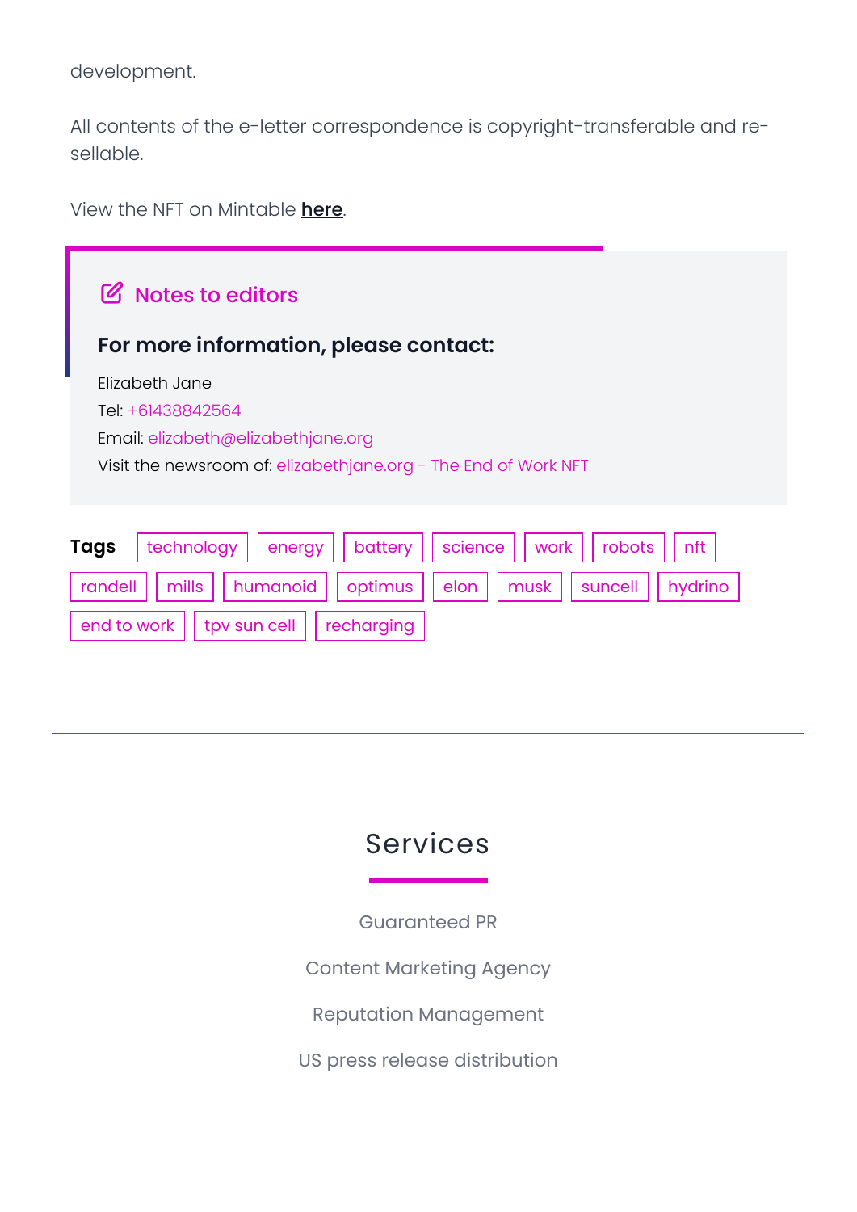development.

All contents of the e-letter correspondence is copyright-transferable and re-sellable.

View the NFT on Mintable **here**.

### Notes to editors

**For more information, please contact:**

Elizabeth Jane
Tel: +61438842564
Email: elizabeth@elizabethjane.org
Visit the newsroom of: elizabethjane.org - The End of Work NFT

**Tags** technology energy battery science work robots nft randell mills humanoid optimus elon musk suncell hydrino end to work tpv sun cell recharging

## Services

Guaranteed PR

Content Marketing Agency

Reputation Management

US press release distribution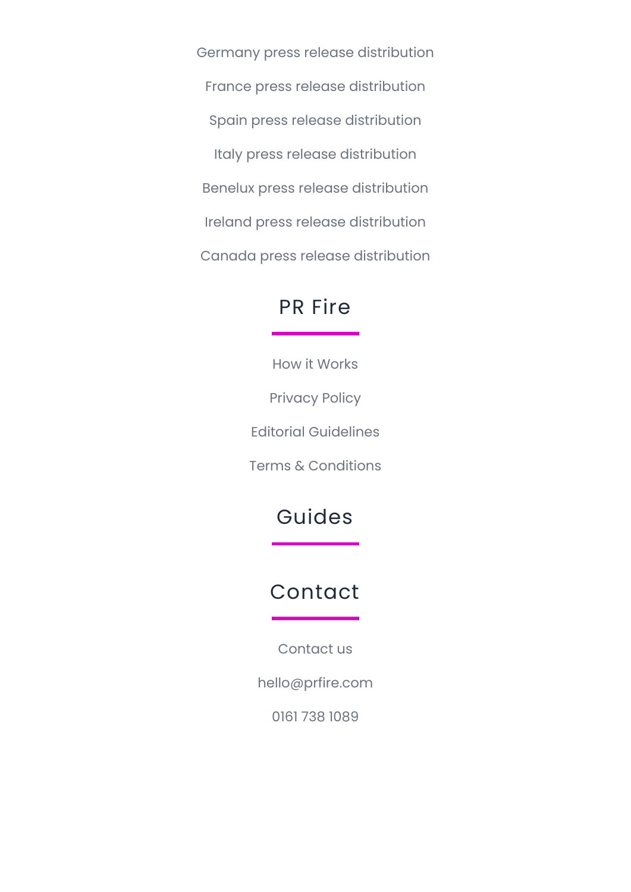Germany press release distribution

France press release distribution

Spain press release distribution

Italy press release distribution

Benelux press release distribution

Ireland press release distribution

Canada press release distribution

## PR Fire

How it Works

Privacy Policy

Editorial Guidelines

Terms & Conditions

## Guides

## Contact

Contact us

hello@prfire.com

0161 738 1089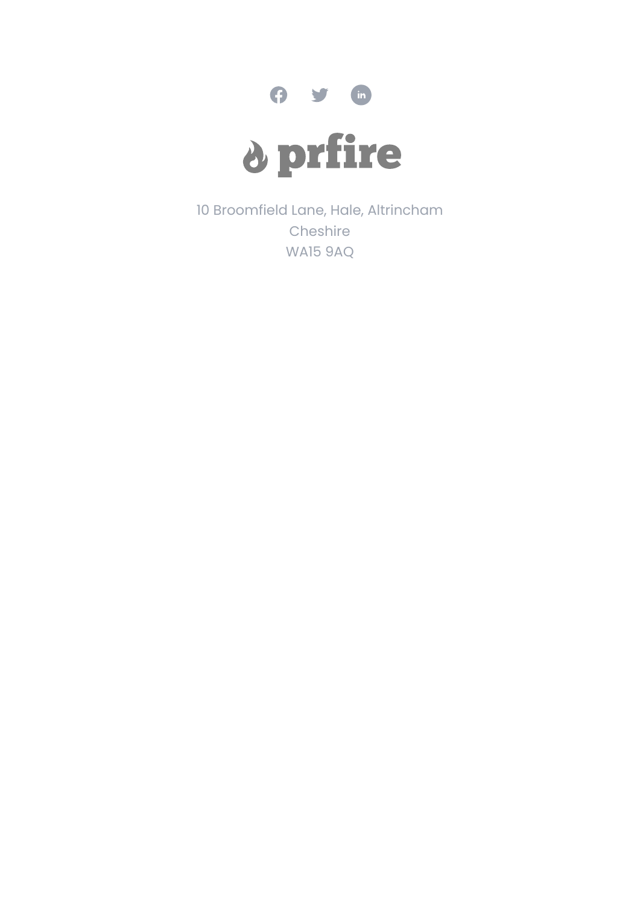prfire

10 Broomfield Lane, Hale, Altrincham
Cheshire
WA15 9AQ